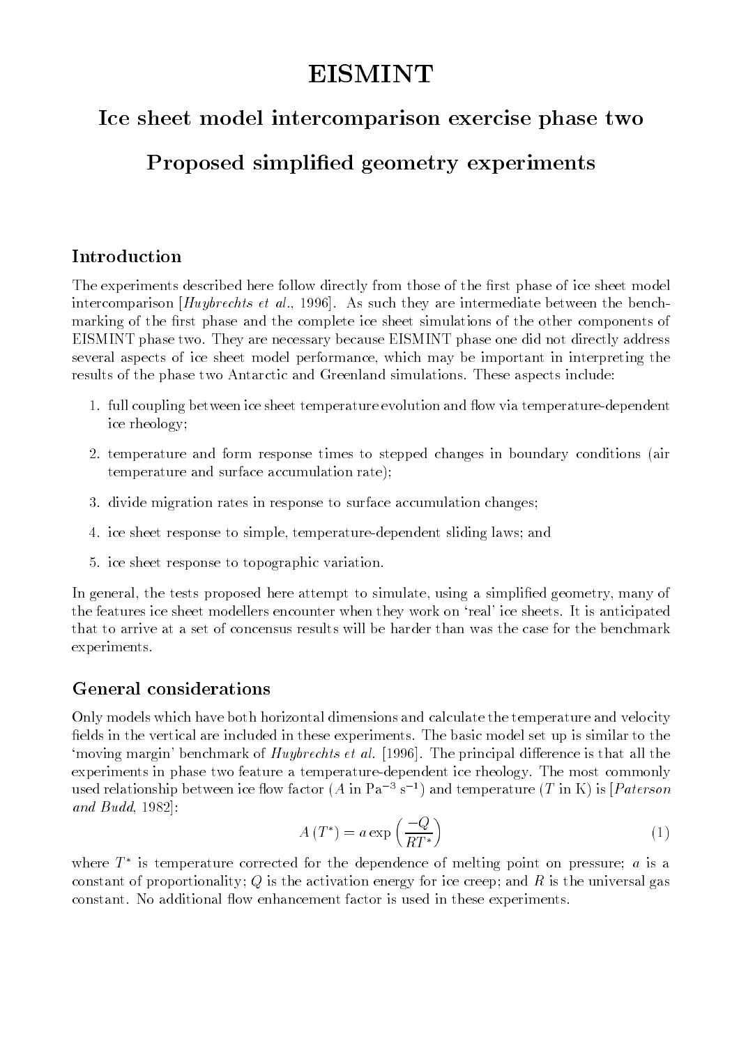# EISMINT

## Ice sheet model intercomparison exercise phase two

## Proposed simplified geometry experiments

### Introduction

The experiments described here follow directly from those of the first phase of ice sheet model intercomparison [*Huybrechts et al.*, 1996]. As such they are intermediate between the benchmarking of the first phase and the complete ice sheet simulations of the other components of EISMINT phase two. They are necessary because EISMINT phase one did not directly address several aspects of ice sheet model performance, which may be important in interpreting the results of the phase two Antarctic and Greenland simulations. These aspects include:

1. full coupling between ice sheet temperature evolution and flow via temperature-dependent ice rheology;
2. temperature and form response times to stepped changes in boundary conditions (air temperature and surface accumulation rate);
3. divide migration rates in response to surface accumulation changes;
4. ice sheet response to simple, temperature-dependent sliding laws; and
5. ice sheet response to topographic variation.

In general, the tests proposed here attempt to simulate, using a simplified geometry, many of the features ice sheet modellers encounter when they work on 'real' ice sheets. It is anticipated that to arrive at a set of concensus results will be harder than was the case for the benchmark experiments.

### General considerations

Only models which have both horizontal dimensions and calculate the temperature and velocity fields in the vertical are included in these experiments. The basic model set up is similar to the 'moving margin' benchmark of *Huybrechts et al.* [1996]. The principal difference is that all the experiments in phase two feature a temperature-dependent ice rheology. The most commonly used relationship between ice flow factor ($A$ in $\mathrm{Pa}^{-3}\,\mathrm{s}^{-1}$) and temperature ($T$ in K) is [*Paterson and Budd*, 1982]:

$$A\left(T^{*}\right) = a \exp\left(\frac{-Q}{RT^{*}}\right) \tag{1}$$

where $T^{*}$ is temperature corrected for the dependence of melting point on pressure; $a$ is a constant of proportionality; $Q$ is the activation energy for ice creep; and $R$ is the universal gas constant. No additional flow enhancement factor is used in these experiments.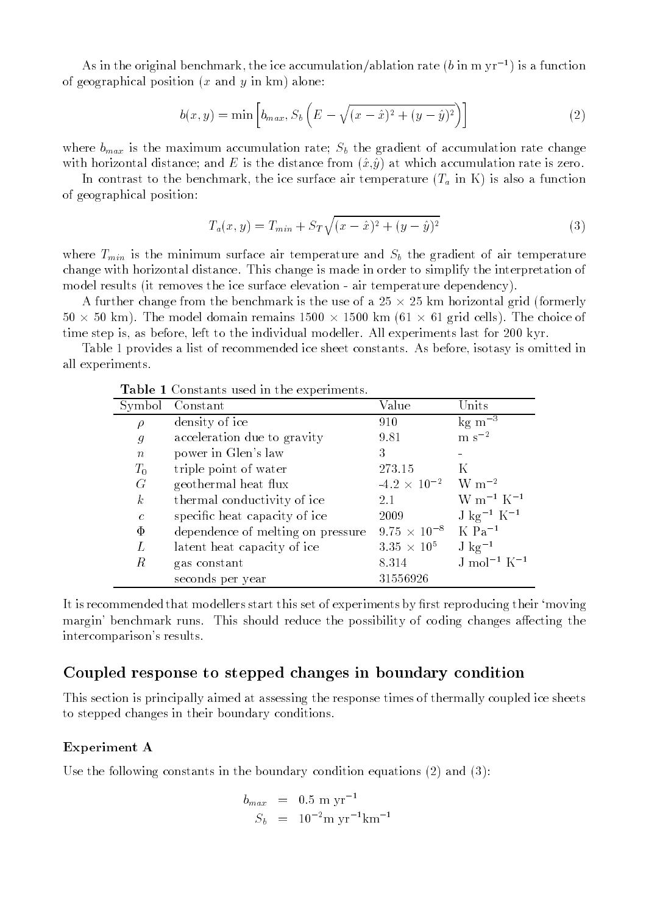As in the original benchmark, the ice accumulation/ablation rate ($b$ in m yr$^{-1}$) is a function of geographical position ($x$ and $y$ in km) alone:

$$b(x,y) = \min\left[b_{max}, S_b\left(E - \sqrt{(x-\hat{x})^2 + (y-\hat{y})^2}\right)\right] \tag{2}$$

where $b_{max}$ is the maximum accumulation rate; $S_b$ the gradient of accumulation rate change with horizontal distance; and $E$ is the distance from ($\hat{x}$,$\hat{y}$) at which accumulation rate is zero.

In contrast to the benchmark, the ice surface air temperature ($T_a$ in K) is also a function of geographical position:

$$T_a(x,y) = T_{min} + S_T\sqrt{(x-\hat{x})^2 + (y-\hat{y})^2} \tag{3}$$

where $T_{min}$ is the minimum surface air temperature and $S_b$ the gradient of air temperature change with horizontal distance. This change is made in order to simplify the interpretation of model results (it removes the ice surface elevation - air temperature dependency).

A further change from the benchmark is the use of a 25 $\times$ 25 km horizontal grid (formerly 50 $\times$ 50 km). The model domain remains 1500 $\times$ 1500 km (61 $\times$ 61 grid cells). The choice of time step is, as before, left to the individual modeller. All experiments last for 200 kyr.

Table 1 provides a list of recommended ice sheet constants. As before, isotasy is omitted in all experiments.

**Table 1** Constants used in the experiments.

| Symbol | Constant | Value | Units |
|---|---|---|---|
| $\rho$ | density of ice | 910 | kg m$^{-3}$ |
| $g$ | acceleration due to gravity | 9.81 | m s$^{-2}$ |
| $n$ | power in Glen's law | 3 | - |
| $T_0$ | triple point of water | 273.15 | K |
| $G$ | geothermal heat flux | -4.2 $\times$ 10$^{-2}$ | W m$^{-2}$ |
| $k$ | thermal conductivity of ice | 2.1 | W m$^{-1}$ K$^{-1}$ |
| $c$ | specific heat capacity of ice | 2009 | J kg$^{-1}$ K$^{-1}$ |
| $\Phi$ | dependence of melting on pressure | 9.75 $\times$ 10$^{-8}$ | K Pa$^{-1}$ |
| $L$ | latent heat capacity of ice | 3.35 $\times$ 10$^{5}$ | J kg$^{-1}$ |
| $R$ | gas constant | 8.314 | J mol$^{-1}$ K$^{-1}$ |
| | seconds per year | 31556926 | |

It is recommended that modellers start this set of experiments by first reproducing their 'moving margin' benchmark runs. This should reduce the possibility of coding changes affecting the intercomparison's results.

## Coupled response to stepped changes in boundary condition

This section is principally aimed at assessing the response times of thermally coupled ice sheets to stepped changes in their boundary conditions.

### Experiment A

Use the following constants in the boundary condition equations (2) and (3):

$$\begin{aligned} b_{max} &= 0.5 \text{ m yr}^{-1} \\ S_b &= 10^{-2}\text{m yr}^{-1}\text{km}^{-1} \end{aligned}$$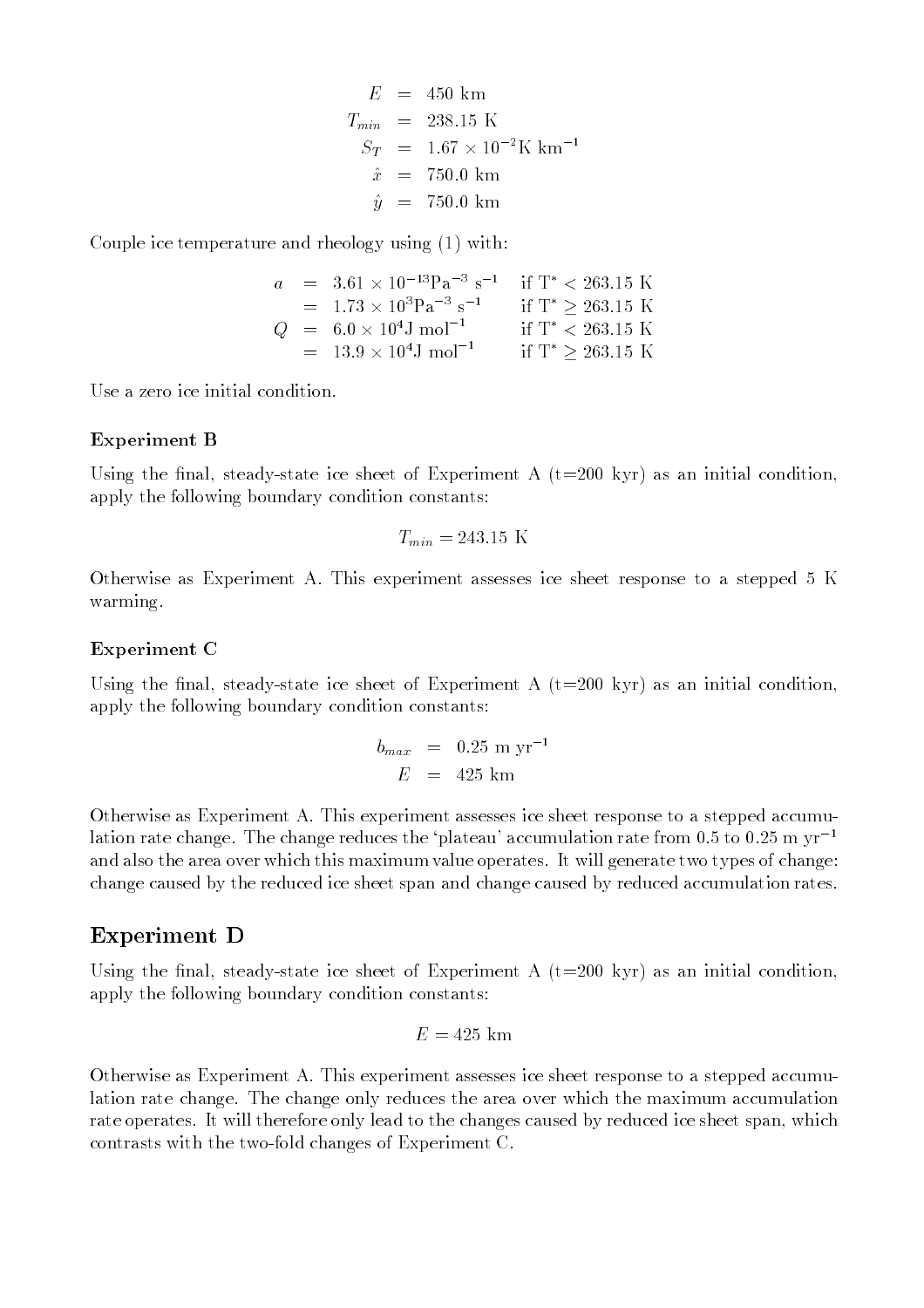$$
\begin{aligned}
E &= 450 \text{ km} \\
T_{min} &= 238.15 \text{ K} \\
S_T &= 1.67 \times 10^{-2} \text{K km}^{-1} \\
\hat{x} &= 750.0 \text{ km} \\
\hat{y} &= 750.0 \text{ km}
\end{aligned}
$$

Couple ice temperature and rheology using (1) with:

$$
\begin{aligned}
a &= 3.61 \times 10^{-13} \text{Pa}^{-3} \text{ s}^{-1} && \text{if } T^* < 263.15 \text{ K} \\
&= 1.73 \times 10^{3} \text{Pa}^{-3} \text{ s}^{-1} && \text{if } T^* \geq 263.15 \text{ K} \\
Q &= 6.0 \times 10^{4} \text{J mol}^{-1} && \text{if } T^* < 263.15 \text{ K} \\
&= 13.9 \times 10^{4} \text{J mol}^{-1} && \text{if } T^* \geq 263.15 \text{ K}
\end{aligned}
$$

Use a zero ice initial condition.

### Experiment B

Using the final, steady-state ice sheet of Experiment A (t=200 kyr) as an initial condition, apply the following boundary condition constants:

$$T_{min} = 243.15 \text{ K}$$

Otherwise as Experiment A. This experiment assesses ice sheet response to a stepped 5 K warming.

### Experiment C

Using the final, steady-state ice sheet of Experiment A (t=200 kyr) as an initial condition, apply the following boundary condition constants:

$$
\begin{aligned}
b_{max} &= 0.25 \text{ m yr}^{-1} \\
E &= 425 \text{ km}
\end{aligned}
$$

Otherwise as Experiment A. This experiment assesses ice sheet response to a stepped accumulation rate change. The change reduces the 'plateau' accumulation rate from 0.5 to 0.25 m $\text{yr}^{-1}$ and also the area over which this maximum value operates. It will generate two types of change: change caused by the reduced ice sheet span and change caused by reduced accumulation rates.

## Experiment D

Using the final, steady-state ice sheet of Experiment A (t=200 kyr) as an initial condition, apply the following boundary condition constants:

$$E = 425 \text{ km}$$

Otherwise as Experiment A. This experiment assesses ice sheet response to a stepped accumulation rate change. The change only reduces the area over which the maximum accumulation rate operates. It will therefore only lead to the changes caused by reduced ice sheet span, which contrasts with the two-fold changes of Experiment C.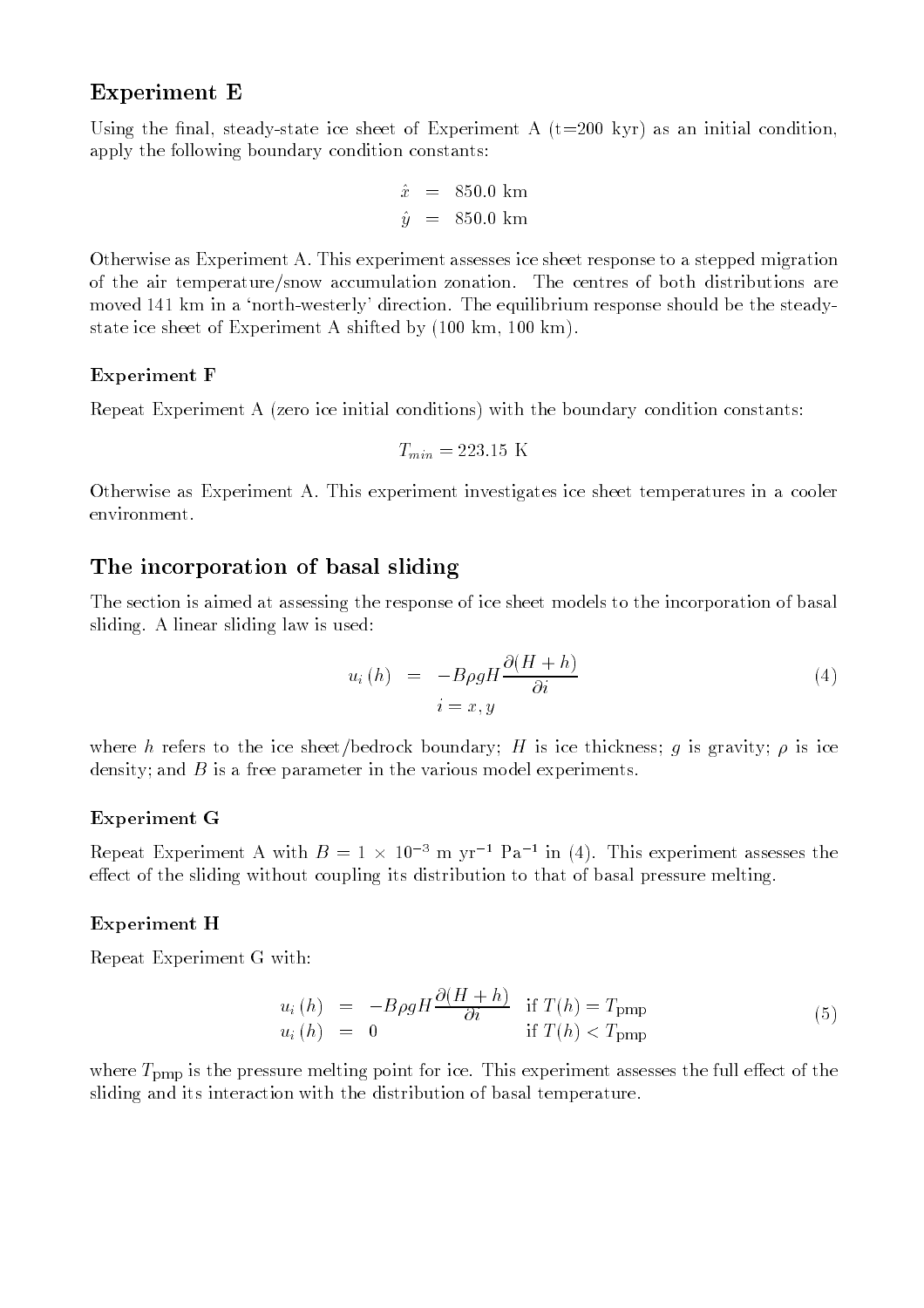## Experiment E

Using the final, steady-state ice sheet of Experiment A (t=200 kyr) as an initial condition, apply the following boundary condition constants:

$$
\begin{aligned}
\hat{x} &= 850.0 \text{ km} \\
\hat{y} &= 850.0 \text{ km}
\end{aligned}
$$

Otherwise as Experiment A. This experiment assesses ice sheet response to a stepped migration of the air temperature/snow accumulation zonation. The centres of both distributions are moved 141 km in a 'north-westerly' direction. The equilibrium response should be the steady-state ice sheet of Experiment A shifted by (100 km, 100 km).

### Experiment F

Repeat Experiment A (zero ice initial conditions) with the boundary condition constants:

$$T_{min} = 223.15 \text{ K}$$

Otherwise as Experiment A. This experiment investigates ice sheet temperatures in a cooler environment.

## The incorporation of basal sliding

The section is aimed at assessing the response of ice sheet models to the incorporation of basal sliding. A linear sliding law is used:

$$
\begin{aligned}
u_i(h) &= -B\rho g H \frac{\partial (H+h)}{\partial i} \\
& i = x, y
\end{aligned}
\tag{4}
$$

where $h$ refers to the ice sheet/bedrock boundary; $H$ is ice thickness; $g$ is gravity; $\rho$ is ice density; and $B$ is a free parameter in the various model experiments.

### Experiment G

Repeat Experiment A with $B = 1 \times 10^{-3}$ m yr$^{-1}$ Pa$^{-1}$ in (4). This experiment assesses the effect of the sliding without coupling its distribution to that of basal pressure melting.

### Experiment H

Repeat Experiment G with:

$$
\begin{aligned}
u_i(h) &= -B\rho g H \frac{\partial (H+h)}{\partial i} && \text{if } T(h) = T_{\text{pmp}} \\
u_i(h) &= 0 && \text{if } T(h) < T_{\text{pmp}}
\end{aligned}
\tag{5}
$$

where $T_{\text{pmp}}$ is the pressure melting point for ice. This experiment assesses the full effect of the sliding and its interaction with the distribution of basal temperature.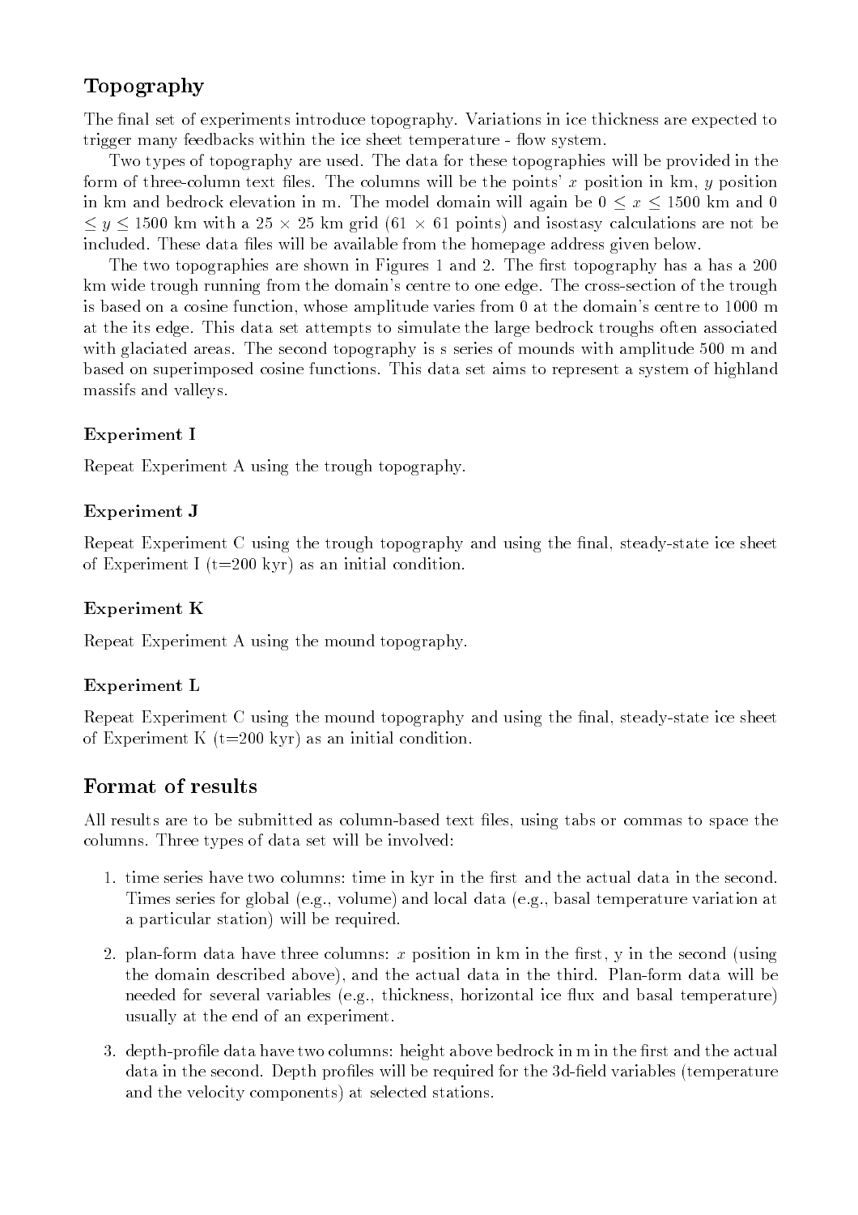## Topography

The final set of experiments introduce topography. Variations in ice thickness are expected to trigger many feedbacks within the ice sheet temperature - flow system.

Two types of topography are used. The data for these topographies will be provided in the form of three-column text files. The columns will be the points' $x$ position in km, $y$ position in km and bedrock elevation in m. The model domain will again be $0 \leq x \leq 1500$ km and $0 \leq y \leq 1500$ km with a $25 \times 25$ km grid ($61 \times 61$ points) and isostasy calculations are not be included. These data files will be available from the homepage address given below.

The two topographies are shown in Figures 1 and 2. The first topography has a has a 200 km wide trough running from the domain's centre to one edge. The cross-section of the trough is based on a cosine function, whose amplitude varies from 0 at the domain's centre to 1000 m at the its edge. This data set attempts to simulate the large bedrock troughs often associated with glaciated areas. The second topography is s series of mounds with amplitude 500 m and based on superimposed cosine functions. This data set aims to represent a system of highland massifs and valleys.

### Experiment I

Repeat Experiment A using the trough topography.

### Experiment J

Repeat Experiment C using the trough topography and using the final, steady-state ice sheet of Experiment I (t=200 kyr) as an initial condition.

### Experiment K

Repeat Experiment A using the mound topography.

### Experiment L

Repeat Experiment C using the mound topography and using the final, steady-state ice sheet of Experiment K (t=200 kyr) as an initial condition.

## Format of results

All results are to be submitted as column-based text files, using tabs or commas to space the columns. Three types of data set will be involved:

1. time series have two columns: time in kyr in the first and the actual data in the second. Times series for global (e.g., volume) and local data (e.g., basal temperature variation at a particular station) will be required.
2. plan-form data have three columns: $x$ position in km in the first, y in the second (using the domain described above), and the actual data in the third. Plan-form data will be needed for several variables (e.g., thickness, horizontal ice flux and basal temperature) usually at the end of an experiment.
3. depth-profile data have two columns: height above bedrock in m in the first and the actual data in the second. Depth profiles will be required for the 3d-field variables (temperature and the velocity components) at selected stations.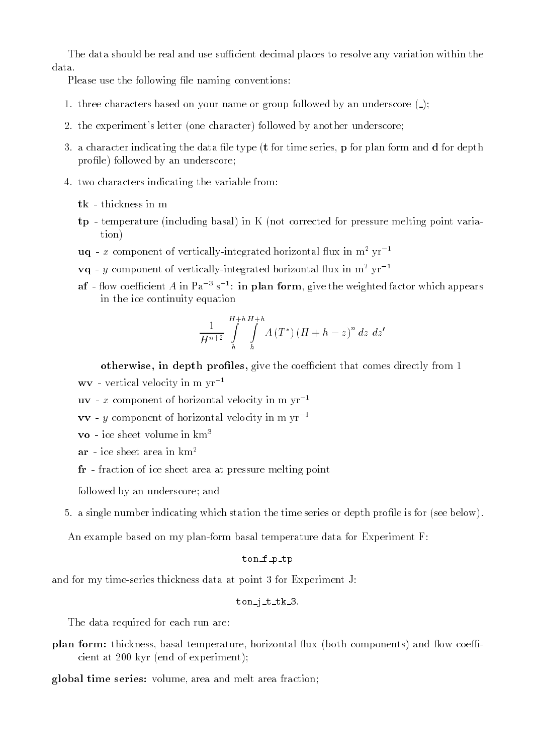The data should be real and use sufficient decimal places to resolve any variation within the data.

Please use the following file naming conventions:

1. three characters based on your name or group followed by an underscore (_);
2. the experiment's letter (one character) followed by another underscore;
3. a character indicating the data file type (**t** for time series, **p** for plan form and **d** for depth profile) followed by an underscore;
4. two characters indicating the variable from:

   **tk** - thickness in m

   **tp** - temperature (including basal) in K (not corrected for pressure melting point variation)

   **uq** - $x$ component of vertically-integrated horizontal flux in m$^2$ yr$^{-1}$

   **vq** - $y$ component of vertically-integrated horizontal flux in m$^2$ yr$^{-1}$

   **af** - flow coefficient $A$ in Pa$^{-3}$ s$^{-1}$: **in plan form**, give the weighted factor which appears in the ice continuity equation

   $$\frac{1}{H^{n+2}} \int_{h}^{H+h} \int_{h}^{H+h} A\left(T^{*}\right)(H+h-z)^{n} \, dz \, dz'$$

   **otherwise, in depth profiles,** give the coefficient that comes directly from 1

   **wv** - vertical velocity in m yr$^{-1}$

   **uv** - $x$ component of horizontal velocity in m yr$^{-1}$

   **vv** - $y$ component of horizontal velocity in m yr$^{-1}$

   **vo** - ice sheet volume in km$^3$

   **ar** - ice sheet area in km$^2$

   **fr** - fraction of ice sheet area at pressure melting point

   followed by an underscore; and

5. a single number indicating which station the time series or depth profile is for (see below).

An example based on my plan-form basal temperature data for Experiment F:

```
ton_f_p_tp
```

and for my time-series thickness data at point 3 for Experiment J:

```
ton_j_t_tk_3.
```

The data required for each run are:

**plan form:** thickness, basal temperature, horizontal flux (both components) and flow coefficient at 200 kyr (end of experiment);

**global time series:** volume, area and melt area fraction;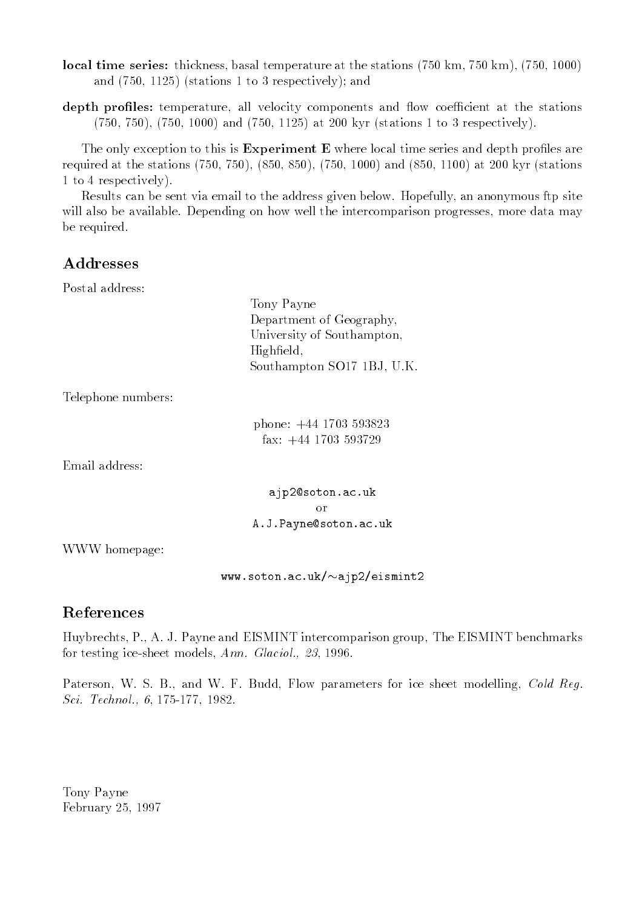**local time series:** thickness, basal temperature at the stations (750 km, 750 km), (750, 1000) and (750, 1125) (stations 1 to 3 respectively); and

**depth profiles:** temperature, all velocity components and flow coefficient at the stations (750, 750), (750, 1000) and (750, 1125) at 200 kyr (stations 1 to 3 respectively).

The only exception to this is **Experiment E** where local time series and depth profiles are required at the stations (750, 750), (850, 850), (750, 1000) and (850, 1100) at 200 kyr (stations 1 to 4 respectively).

Results can be sent via email to the address given below. Hopefully, an anonymous ftp site will also be available. Depending on how well the intercomparison progresses, more data may be required.

## Addresses

Postal address:

Tony Payne
Department of Geography,
University of Southampton,
Highfield,
Southampton SO17 1BJ, U.K.

Telephone numbers:

phone: +44 1703 593823
fax: +44 1703 593729

Email address:

`ajp2@soton.ac.uk`
or
`A.J.Payne@soton.ac.uk`

WWW homepage:

`www.soton.ac.uk/~ajp2/eismint2`

## References

Huybrechts, P., A. J. Payne and EISMINT intercomparison group, The EISMINT benchmarks for testing ice-sheet models, *Ann. Glaciol., 23*, 1996.

Paterson, W. S. B., and W. F. Budd, Flow parameters for ice sheet modelling, *Cold Reg. Sci. Technol., 6*, 175-177, 1982.

Tony Payne
February 25, 1997